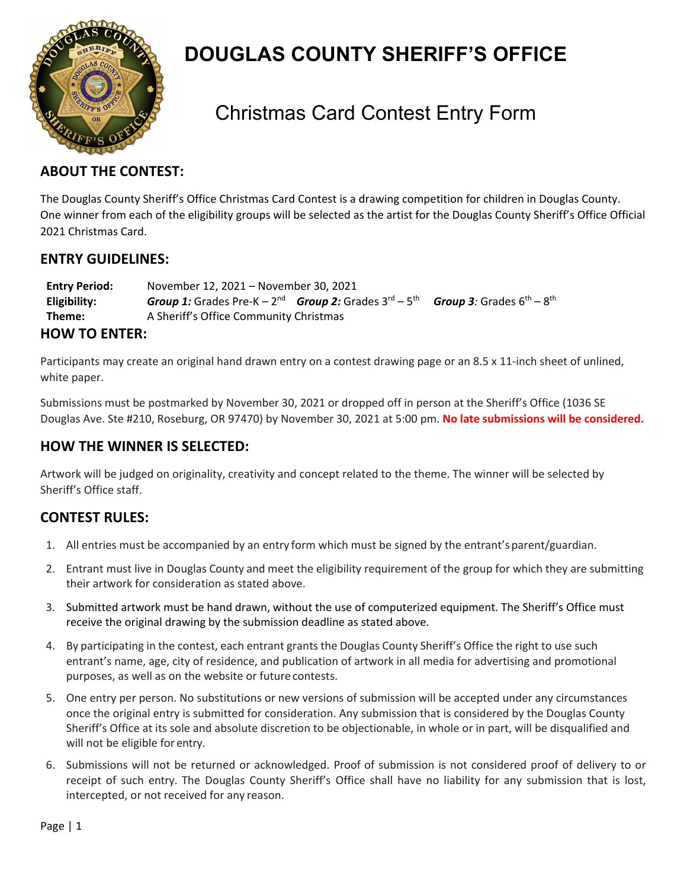# DOUGLAS COUNTY SHERIFF'S OFFICE

## Christmas Card Contest Entry Form

## ABOUT THE CONTEST:

The Douglas County Sheriff's Office Christmas Card Contest is a drawing competition for children in Douglas County. One winner from each of the eligibility groups will be selected as the artist for the Douglas County Sheriff's Office Official 2021 Christmas Card.

## ENTRY GUIDELINES:

**Entry Period:** November 12, 2021 – November 30, 2021

**Eligibility:** ***Group 1:*** Grades Pre-K – 2nd ***Group 2:*** Grades 3rd – 5th ***Group 3:*** Grades 6th – 8th

**Theme:** A Sheriff's Office Community Christmas

## HOW TO ENTER:

Participants may create an original hand drawn entry on a contest drawing page or an 8.5 x 11-inch sheet of unlined, white paper.

Submissions must be postmarked by November 30, 2021 or dropped off in person at the Sheriff's Office (1036 SE Douglas Ave. Ste #210, Roseburg, OR 97470) by November 30, 2021 at 5:00 pm. **No late submissions will be considered.**

## HOW THE WINNER IS SELECTED:

Artwork will be judged on originality, creativity and concept related to the theme. The winner will be selected by Sheriff's Office staff.

## CONTEST RULES:

1. All entries must be accompanied by an entry form which must be signed by the entrant's parent/guardian.
2. Entrant must live in Douglas County and meet the eligibility requirement of the group for which they are submitting their artwork for consideration as stated above.
3. Submitted artwork must be hand drawn, without the use of computerized equipment. The Sheriff's Office must receive the original drawing by the submission deadline as stated above.
4. By participating in the contest, each entrant grants the Douglas County Sheriff's Office the right to use such entrant's name, age, city of residence, and publication of artwork in all media for advertising and promotional purposes, as well as on the website or future contests.
5. One entry per person. No substitutions or new versions of submission will be accepted under any circumstances once the original entry is submitted for consideration. Any submission that is considered by the Douglas County Sheriff's Office at its sole and absolute discretion to be objectionable, in whole or in part, will be disqualified and will not be eligible for entry.
6. Submissions will not be returned or acknowledged. Proof of submission is not considered proof of delivery to or receipt of such entry. The Douglas County Sheriff's Office shall have no liability for any submission that is lost, intercepted, or not received for any reason.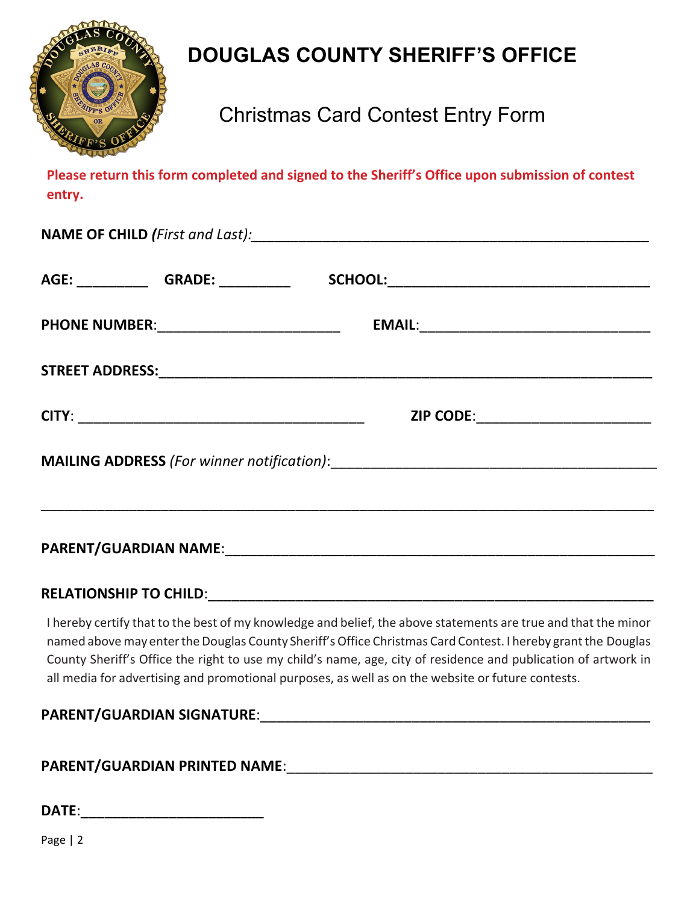# DOUGLAS COUNTY SHERIFF'S OFFICE

## Christmas Card Contest Entry Form

**Please return this form completed and signed to the Sheriff's Office upon submission of contest entry.**

**NAME OF CHILD *(First and Last):***_______________________________________________

**AGE:** _________ **GRADE:** _________ **SCHOOL:**_________________________________

**PHONE NUMBER**:_______________________ **EMAIL:**_____________________________

**STREET ADDRESS:**______________________________________________________________

**CITY**: ____________________________________ **ZIP CODE**:______________________

**MAILING ADDRESS** *(For winner notification)*:__________________________________________

________________________________________________________________________________

**PARENT/GUARDIAN NAME**:______________________________________________________

**RELATIONSHIP TO CHILD**:______________________________________________________

I hereby certify that to the best of my knowledge and belief, the above statements are true and that the minor named above may enter the Douglas County Sheriff's Office Christmas Card Contest. I hereby grant the Douglas County Sheriff's Office the right to use my child's name, age, city of residence and publication of artwork in all media for advertising and promotional purposes, as well as on the website or future contests.

**PARENT/GUARDIAN SIGNATURE**:__________________________________________________

**PARENT/GUARDIAN PRINTED NAME**:_____________________________________________

**DATE**:_______________________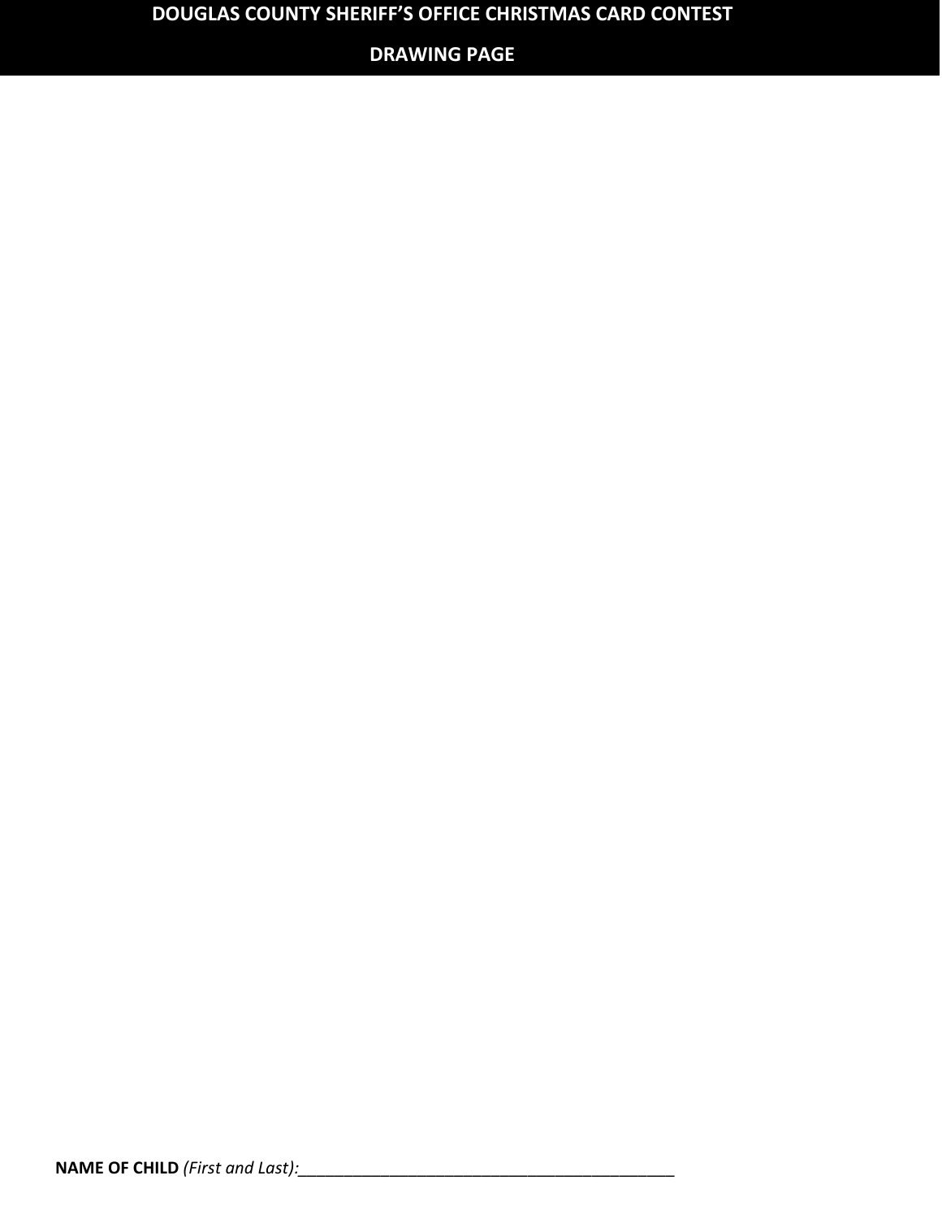# DOUGLAS COUNTY SHERIFF'S OFFICE CHRISTMAS CARD CONTEST

## DRAWING PAGE

**NAME OF CHILD** *(First and Last):*___________________________________________